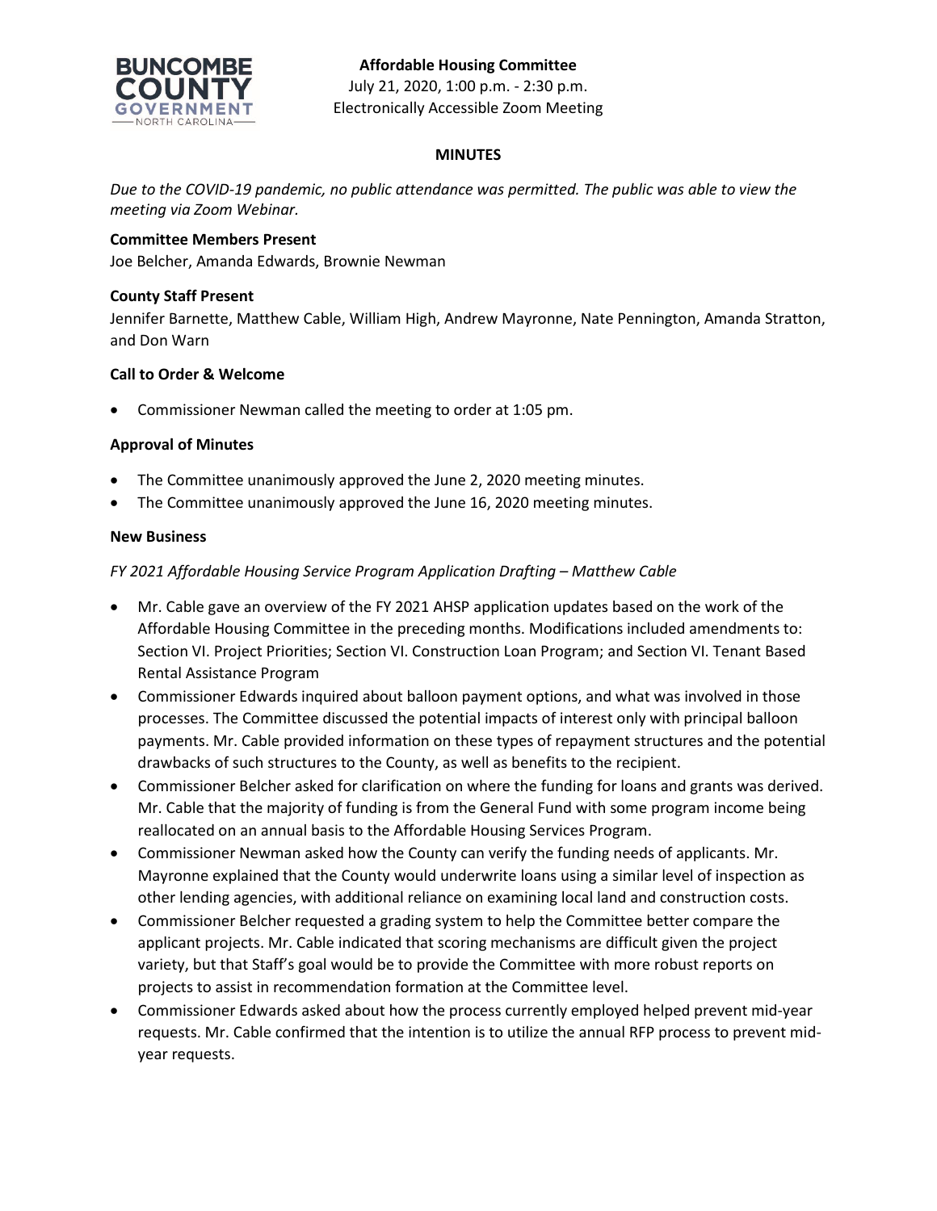**Affordable Housing Committee**
July 21, 2020, 1:00 p.m. - 2:30 p.m.
Electronically Accessible Zoom Meeting

## MINUTES

*Due to the COVID-19 pandemic, no public attendance was permitted. The public was able to view the meeting via Zoom Webinar.*

**Committee Members Present**
Joe Belcher, Amanda Edwards, Brownie Newman

**County Staff Present**
Jennifer Barnette, Matthew Cable, William High, Andrew Mayronne, Nate Pennington, Amanda Stratton, and Don Warn

**Call to Order & Welcome**

- Commissioner Newman called the meeting to order at 1:05 pm.

**Approval of Minutes**

- The Committee unanimously approved the June 2, 2020 meeting minutes.
- The Committee unanimously approved the June 16, 2020 meeting minutes.

**New Business**

*FY 2021 Affordable Housing Service Program Application Drafting – Matthew Cable*

- Mr. Cable gave an overview of the FY 2021 AHSP application updates based on the work of the Affordable Housing Committee in the preceding months. Modifications included amendments to: Section VI. Project Priorities; Section VI. Construction Loan Program; and Section VI. Tenant Based Rental Assistance Program
- Commissioner Edwards inquired about balloon payment options, and what was involved in those processes. The Committee discussed the potential impacts of interest only with principal balloon payments. Mr. Cable provided information on these types of repayment structures and the potential drawbacks of such structures to the County, as well as benefits to the recipient.
- Commissioner Belcher asked for clarification on where the funding for loans and grants was derived. Mr. Cable that the majority of funding is from the General Fund with some program income being reallocated on an annual basis to the Affordable Housing Services Program.
- Commissioner Newman asked how the County can verify the funding needs of applicants. Mr. Mayronne explained that the County would underwrite loans using a similar level of inspection as other lending agencies, with additional reliance on examining local land and construction costs.
- Commissioner Belcher requested a grading system to help the Committee better compare the applicant projects. Mr. Cable indicated that scoring mechanisms are difficult given the project variety, but that Staff's goal would be to provide the Committee with more robust reports on projects to assist in recommendation formation at the Committee level.
- Commissioner Edwards asked about how the process currently employed helped prevent mid-year requests. Mr. Cable confirmed that the intention is to utilize the annual RFP process to prevent mid-year requests.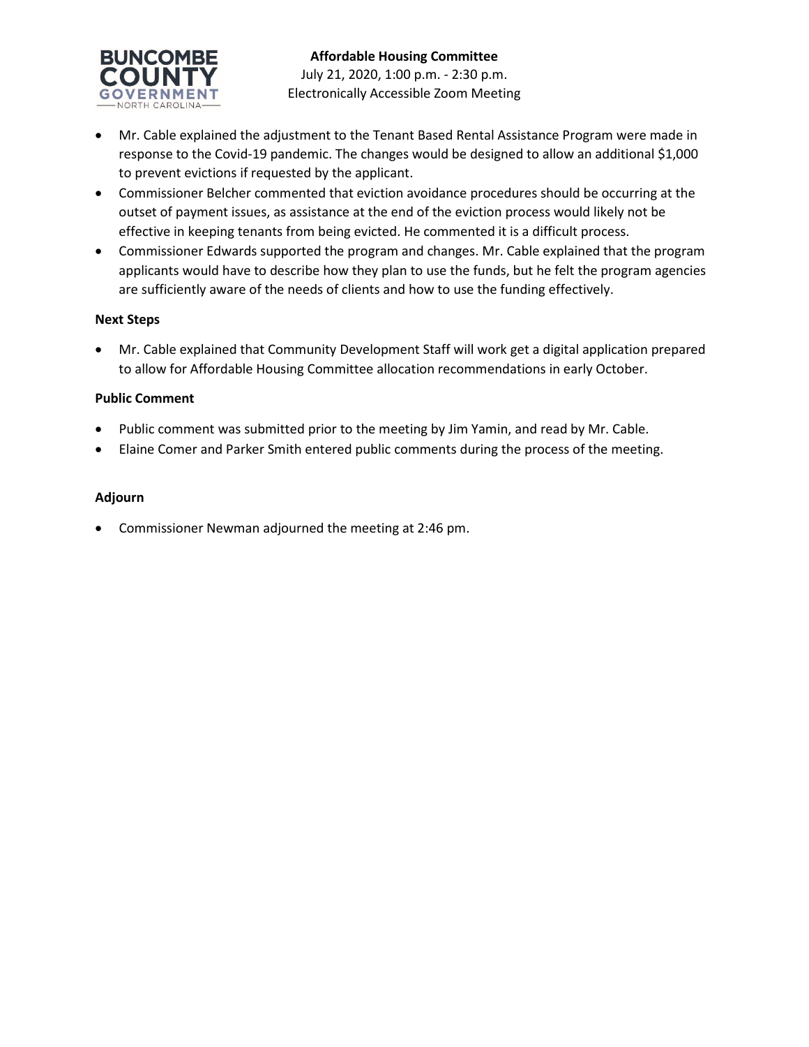- Mr. Cable explained the adjustment to the Tenant Based Rental Assistance Program were made in response to the Covid-19 pandemic. The changes would be designed to allow an additional $1,000 to prevent evictions if requested by the applicant.
- Commissioner Belcher commented that eviction avoidance procedures should be occurring at the outset of payment issues, as assistance at the end of the eviction process would likely not be effective in keeping tenants from being evicted. He commented it is a difficult process.
- Commissioner Edwards supported the program and changes. Mr. Cable explained that the program applicants would have to describe how they plan to use the funds, but he felt the program agencies are sufficiently aware of the needs of clients and how to use the funding effectively.

**Next Steps**

- Mr. Cable explained that Community Development Staff will work get a digital application prepared to allow for Affordable Housing Committee allocation recommendations in early October.

**Public Comment**

- Public comment was submitted prior to the meeting by Jim Yamin, and read by Mr. Cable.
- Elaine Comer and Parker Smith entered public comments during the process of the meeting.

**Adjourn**

- Commissioner Newman adjourned the meeting at 2:46 pm.